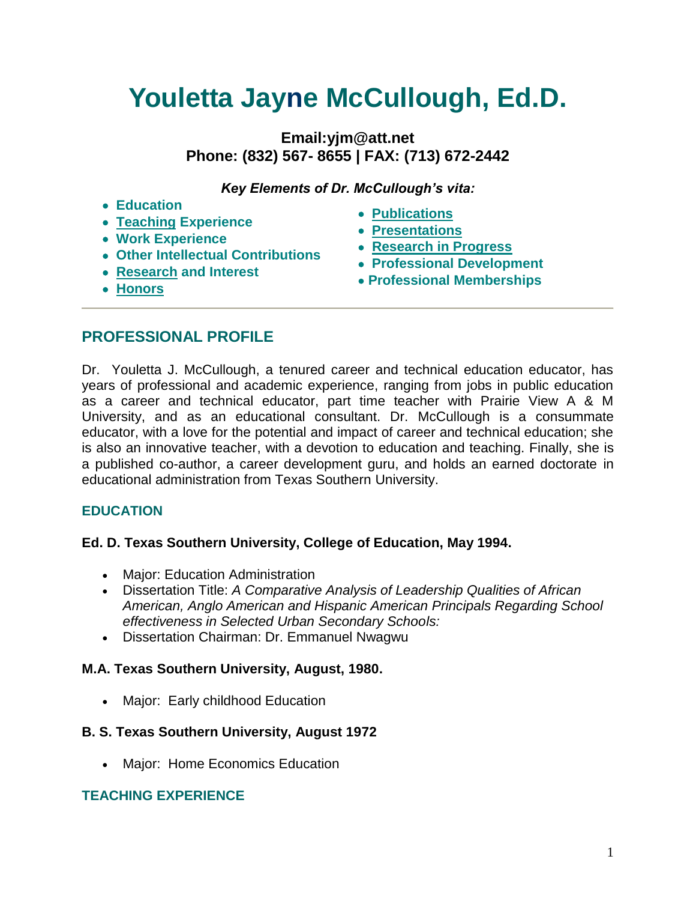# Youletta Jayne McCullough, Ed.D.

**Email:yjm@att.net**
**Phone: (832) 567- 8655 | FAX: (713) 672-2442**

***Key Elements of Dr. McCullough's vita:***

- **Education**
- **Teaching Experience**
- **Work Experience**
- **Other Intellectual Contributions**
- **Research and Interest**
- **Honors**
- **Publications**
- **Presentations**
- **Research in Progress**
- **Professional Development**
- **Professional Memberships**

---

## PROFESSIONAL PROFILE

Dr. Youletta J. McCullough, a tenured career and technical education educator, has years of professional and academic experience, ranging from jobs in public education as a career and technical educator, part time teacher with Prairie View A & M University, and as an educational consultant. Dr. McCullough is a consummate educator, with a love for the potential and impact of career and technical education; she is also an innovative teacher, with a devotion to education and teaching. Finally, she is a published co-author, a career development guru, and holds an earned doctorate in educational administration from Texas Southern University.

### EDUCATION

**Ed. D. Texas Southern University, College of Education, May 1994.**

- Major: Education Administration
- Dissertation Title: *A Comparative Analysis of Leadership Qualities of African American, Anglo American and Hispanic American Principals Regarding School effectiveness in Selected Urban Secondary Schools:*
- Dissertation Chairman: Dr. Emmanuel Nwagwu

**M.A. Texas Southern University, August, 1980.**

- Major: Early childhood Education

**B. S. Texas Southern University, August 1972**

- Major: Home Economics Education

### TEACHING EXPERIENCE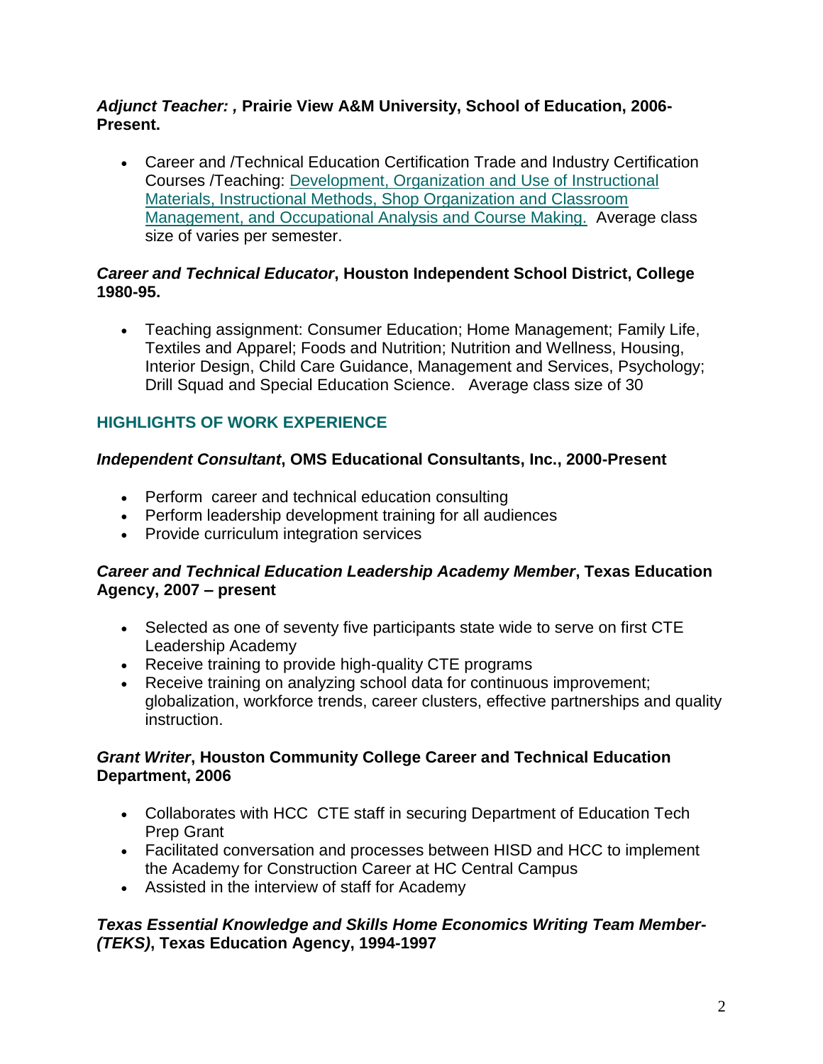***Adjunct Teacher: ,* Prairie View A&M University, School of Education, 2006-Present.**

- Career and /Technical Education Certification Trade and Industry Certification Courses /Teaching: Development, Organization and Use of Instructional Materials, Instructional Methods, Shop Organization and Classroom Management, and Occupational Analysis and Course Making. Average class size of varies per semester.

***Career and Technical Educator*, Houston Independent School District, College 1980-95.**

- Teaching assignment: Consumer Education; Home Management; Family Life, Textiles and Apparel; Foods and Nutrition; Nutrition and Wellness, Housing, Interior Design, Child Care Guidance, Management and Services, Psychology; Drill Squad and Special Education Science. Average class size of 30

## HIGHLIGHTS OF WORK EXPERIENCE

***Independent Consultant*, OMS Educational Consultants, Inc., 2000-Present**

- Perform career and technical education consulting
- Perform leadership development training for all audiences
- Provide curriculum integration services

***Career and Technical Education Leadership Academy Member*, Texas Education Agency, 2007 – present**

- Selected as one of seventy five participants state wide to serve on first CTE Leadership Academy
- Receive training to provide high-quality CTE programs
- Receive training on analyzing school data for continuous improvement; globalization, workforce trends, career clusters, effective partnerships and quality instruction.

***Grant Writer*, Houston Community College Career and Technical Education Department, 2006**

- Collaborates with HCC CTE staff in securing Department of Education Tech Prep Grant
- Facilitated conversation and processes between HISD and HCC to implement the Academy for Construction Career at HC Central Campus
- Assisted in the interview of staff for Academy

***Texas Essential Knowledge and Skills Home Economics Writing Team Member-(TEKS)*, Texas Education Agency, 1994-1997**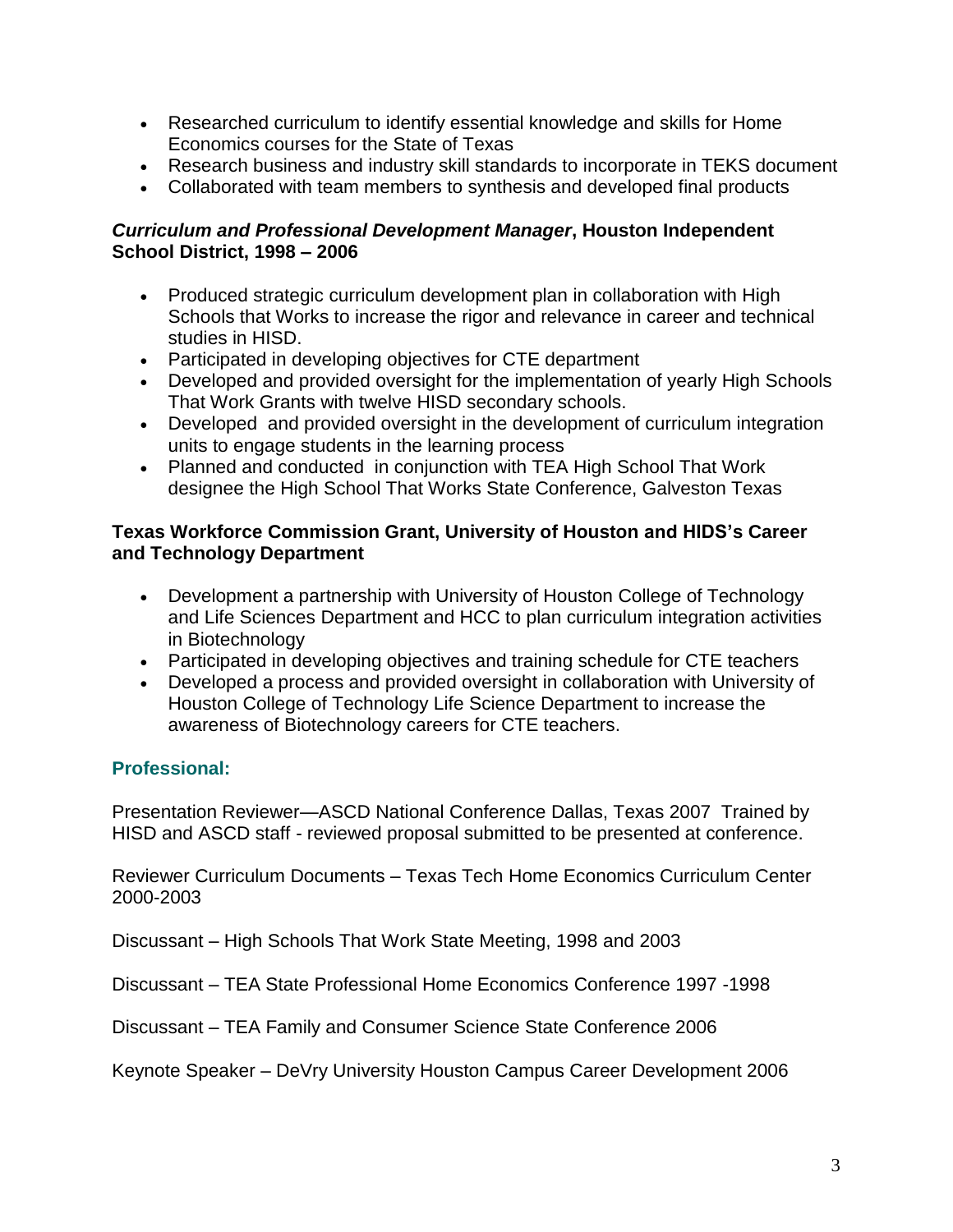- Researched curriculum to identify essential knowledge and skills for Home Economics courses for the State of Texas
- Research business and industry skill standards to incorporate in TEKS document
- Collaborated with team members to synthesis and developed final products

***Curriculum and Professional Development Manager*, Houston Independent School District, 1998 – 2006**

- Produced strategic curriculum development plan in collaboration with High Schools that Works to increase the rigor and relevance in career and technical studies in HISD.
- Participated in developing objectives for CTE department
- Developed and provided oversight for the implementation of yearly High Schools That Work Grants with twelve HISD secondary schools.
- Developed  and provided oversight in the development of curriculum integration units to engage students in the learning process
- Planned and conducted  in conjunction with TEA High School That Work designee the High School That Works State Conference, Galveston Texas

**Texas Workforce Commission Grant, University of Houston and HIDS's Career and Technology Department**

- Development a partnership with University of Houston College of Technology and Life Sciences Department and HCC to plan curriculum integration activities in Biotechnology
- Participated in developing objectives and training schedule for CTE teachers
- Developed a process and provided oversight in collaboration with University of Houston College of Technology Life Science Department to increase the awareness of Biotechnology careers for CTE teachers.

## Professional:

Presentation Reviewer—ASCD National Conference Dallas, Texas 2007  Trained by HISD and ASCD staff - reviewed proposal submitted to be presented at conference.

Reviewer Curriculum Documents – Texas Tech Home Economics Curriculum Center 2000-2003

Discussant – High Schools That Work State Meeting, 1998 and 2003

Discussant – TEA State Professional Home Economics Conference 1997 -1998

Discussant – TEA Family and Consumer Science State Conference 2006

Keynote Speaker – DeVry University Houston Campus Career Development 2006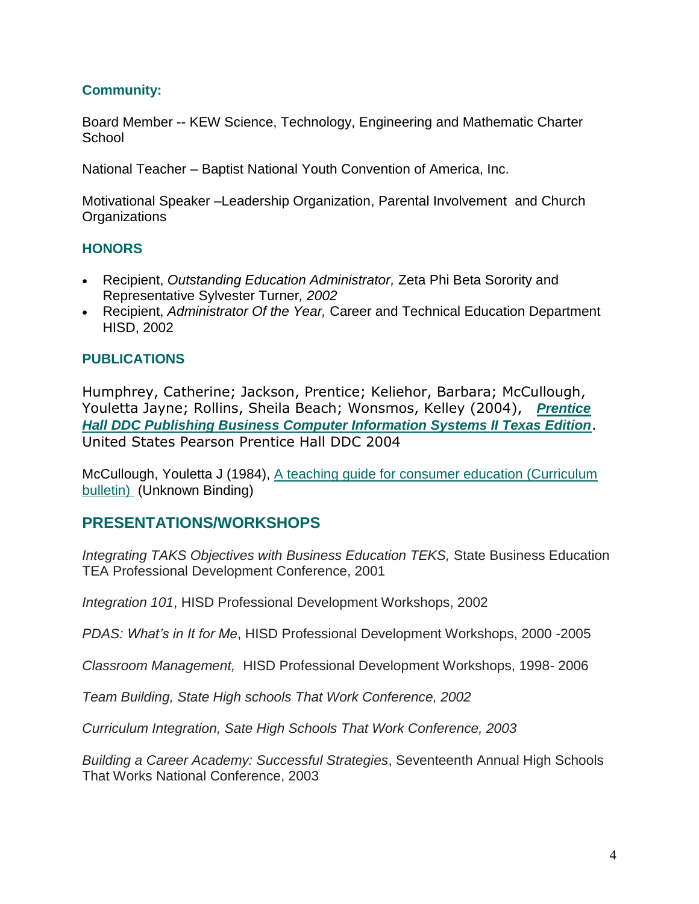### Community:

Board Member -- KEW Science, Technology, Engineering and Mathematic Charter School

National Teacher – Baptist National Youth Convention of America, Inc.

Motivational Speaker –Leadership Organization, Parental Involvement and Church Organizations

### HONORS

- Recipient, *Outstanding Education Administrator,* Zeta Phi Beta Sorority and Representative Sylvester Turner*, 2002*
- Recipient, *Administrator Of the Year,* Career and Technical Education Department HISD, 2002

### PUBLICATIONS

Humphrey, Catherine; Jackson, Prentice; Keliehor, Barbara; McCullough, Youletta Jayne; Rollins, Sheila Beach; Wonsmos, Kelley (2004), ***Prentice Hall DDC Publishing Business Computer Information Systems II Texas Edition***. United States Pearson Prentice Hall DDC 2004

McCullough, Youletta J (1984), A teaching guide for consumer education (Curriculum bulletin) (Unknown Binding)

## PRESENTATIONS/WORKSHOPS

*Integrating TAKS Objectives with Business Education TEKS,* State Business Education TEA Professional Development Conference, 2001

*Integration 101*, HISD Professional Development Workshops, 2002

*PDAS: What's in It for Me*, HISD Professional Development Workshops, 2000 -2005

*Classroom Management,* HISD Professional Development Workshops, 1998- 2006

*Team Building, State High schools That Work Conference, 2002*

*Curriculum Integration, Sate High Schools That Work Conference, 2003*

*Building a Career Academy: Successful Strategies*, Seventeenth Annual High Schools That Works National Conference, 2003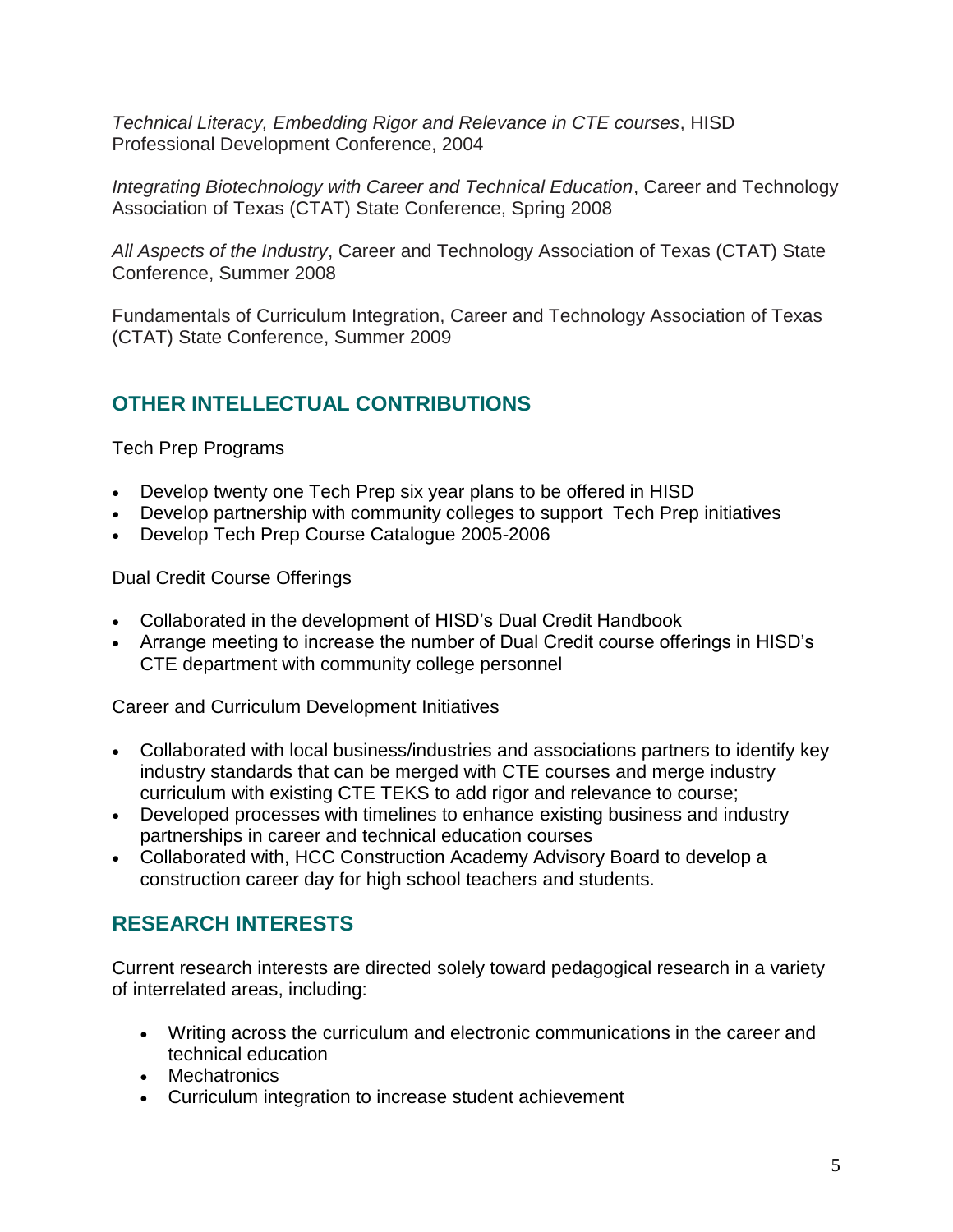*Technical Literacy, Embedding Rigor and Relevance in CTE courses*, HISD Professional Development Conference, 2004

*Integrating Biotechnology with Career and Technical Education*, Career and Technology Association of Texas (CTAT) State Conference, Spring 2008

*All Aspects of the Industry*, Career and Technology Association of Texas (CTAT) State Conference, Summer 2008

Fundamentals of Curriculum Integration, Career and Technology Association of Texas (CTAT) State Conference, Summer 2009

## OTHER INTELLECTUAL CONTRIBUTIONS

Tech Prep Programs

- Develop twenty one Tech Prep six year plans to be offered in HISD
- Develop partnership with community colleges to support Tech Prep initiatives
- Develop Tech Prep Course Catalogue 2005-2006

Dual Credit Course Offerings

- Collaborated in the development of HISD's Dual Credit Handbook
- Arrange meeting to increase the number of Dual Credit course offerings in HISD's CTE department with community college personnel

Career and Curriculum Development Initiatives

- Collaborated with local business/industries and associations partners to identify key industry standards that can be merged with CTE courses and merge industry curriculum with existing CTE TEKS to add rigor and relevance to course;
- Developed processes with timelines to enhance existing business and industry partnerships in career and technical education courses
- Collaborated with, HCC Construction Academy Advisory Board to develop a construction career day for high school teachers and students.

## RESEARCH INTERESTS

Current research interests are directed solely toward pedagogical research in a variety of interrelated areas, including:

- Writing across the curriculum and electronic communications in the career and technical education
- Mechatronics
- Curriculum integration to increase student achievement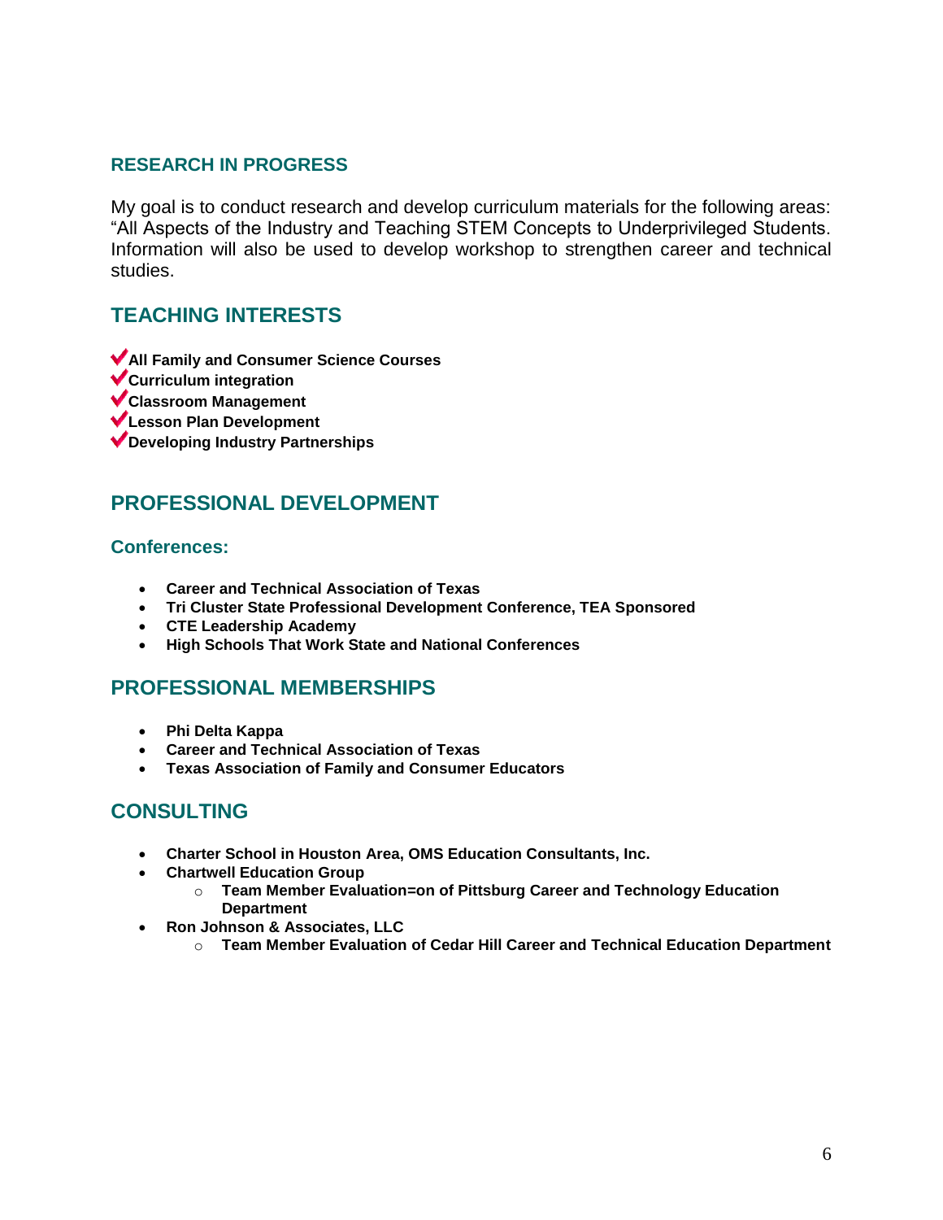## RESEARCH IN PROGRESS

My goal is to conduct research and develop curriculum materials for the following areas: "All Aspects of the Industry and Teaching STEM Concepts to Underprivileged Students. Information will also be used to develop workshop to strengthen career and technical studies.

## TEACHING INTERESTS

- ✔ **All Family and Consumer Science Courses**
- ✔ **Curriculum integration**
- ✔ **Classroom Management**
- ✔ **Lesson Plan Development**
- ✔ **Developing Industry Partnerships**

## PROFESSIONAL DEVELOPMENT

### Conferences:

- **Career and Technical Association of Texas**
- **Tri Cluster State Professional Development Conference, TEA Sponsored**
- **CTE Leadership Academy**
- **High Schools That Work State and National Conferences**

## PROFESSIONAL MEMBERSHIPS

- **Phi Delta Kappa**
- **Career and Technical Association of Texas**
- **Texas Association of Family and Consumer Educators**

## CONSULTING

- **Charter School in Houston Area, OMS Education Consultants, Inc.**
- **Chartwell Education Group**
  - **Team Member Evaluation=on of Pittsburg Career and Technology Education Department**
- **Ron Johnson & Associates, LLC**
  - **Team Member Evaluation of Cedar Hill Career and Technical Education Department**